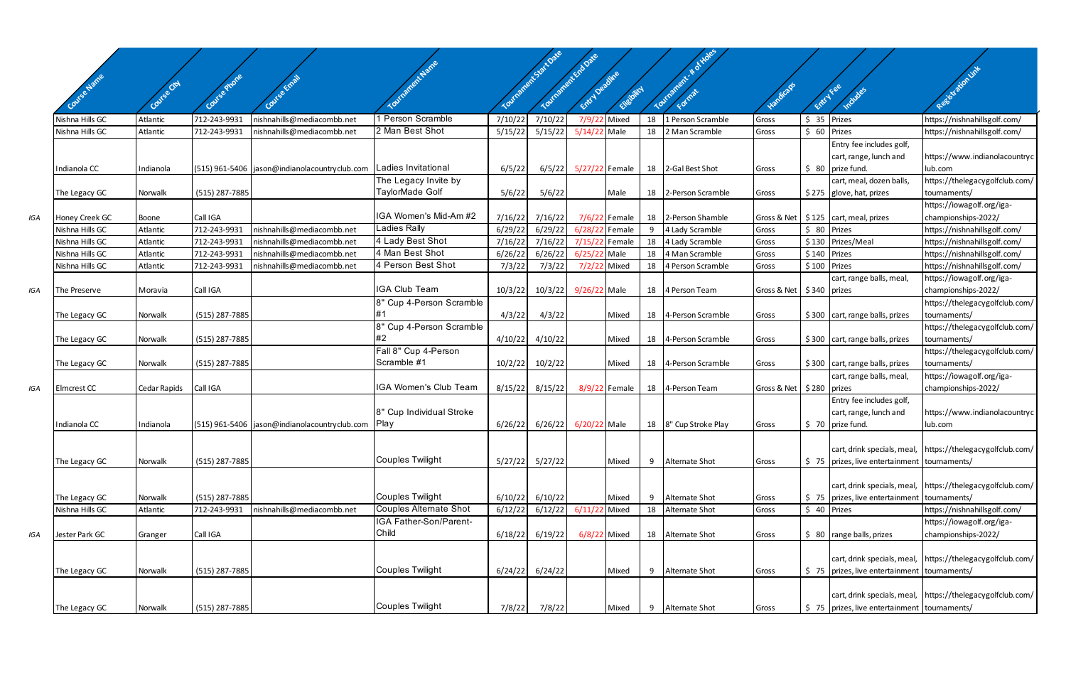| | Course Name | Course City | Course Phone | Course Email | Tournament Name | Tournament Start Date | Tournament End Date | Entry Deadline | Eligibility | Tournament - # of Holes | Format | Handicaps | Entry Fee | Includes | Registration Link |
|---|---|---|---|---|---|---|---|---|---|---|---|---|---|---|---|
| | Nishna Hills GC | Atlantic | 712-243-9931 | nishnahills@mediacombb.net | 1 Person Scramble | 7/10/22 | 7/10/22 | 7/9/22 | Mixed | 18 | 1 Person Scramble | Gross | $ 35 | Prizes | https://nishnahillsgolf.com/ |
| | Nishna Hills GC | Atlantic | 712-243-9931 | nishnahills@mediacombb.net | 2 Man Best Shot | 5/15/22 | 5/15/22 | 5/14/22 | Male | 18 | 2 Man Scramble | Gross | $ 60 | Prizes | https://nishnahillsgolf.com/ |
| | Indianola CC | Indianola | (515) 961-5406 | jason@indianolacountryclub.com | Ladies Invitational | 6/5/22 | 6/5/22 | 5/27/22 | Female | 18 | 2-Gal Best Shot | Gross | $ 80 | Entry fee includes golf, cart, range, lunch and prize fund. | https://www.indianolacountryclub.com |
| | The Legacy GC | Norwalk | (515) 287-7885 | | The Legacy Invite by TaylorMade Golf | 5/6/22 | 5/6/22 | | Male | 18 | 2-Person Scramble | Gross | $ 275 | cart, meal, dozen balls, glove, hat, prizes | https://thelegacygolfclub.com/tournaments/ |
| IGA | Honey Creek GC | Boone | Call IGA | | IGA Women's Mid-Am #2 | 7/16/22 | 7/16/22 | 7/6/22 | Female | 18 | 2-Person Shamble | Gross & Net | $ 125 | cart, meal, prizes | https://iowagolf.org/iga-championships-2022/ |
| | Nishna Hills GC | Atlantic | 712-243-9931 | nishnahills@mediacombb.net | Ladies Rally | 6/29/22 | 6/29/22 | 6/28/22 | Female | 9 | 4 Lady Scramble | Gross | $ 80 | Prizes | https://nishnahillsgolf.com/ |
| | Nishna Hills GC | Atlantic | 712-243-9931 | nishnahills@mediacombb.net | 4 Lady Best Shot | 7/16/22 | 7/16/22 | 7/15/22 | Female | 18 | 4 Lady Scramble | Gross | $ 130 | Prizes/Meal | https://nishnahillsgolf.com/ |
| | Nishna Hills GC | Atlantic | 712-243-9931 | nishnahills@mediacombb.net | 4 Man Best Shot | 6/26/22 | 6/26/22 | 6/25/22 | Male | 18 | 4 Man Scramble | Gross | $ 140 | Prizes | https://nishnahillsgolf.com/ |
| | Nishna Hills GC | Atlantic | 712-243-9931 | nishnahills@mediacombb.net | 4 Person Best Shot | 7/3/22 | 7/3/22 | 7/2/22 | Mixed | 18 | 4 Person Scramble | Gross | $ 100 | Prizes | https://nishnahillsgolf.com/ |
| IGA | The Preserve | Moravia | Call IGA | | IGA Club Team | 10/3/22 | 10/3/22 | 9/26/22 | Male | 18 | 4 Person Team | Gross & Net | $ 340 | cart, range balls, meal, prizes | https://iowagolf.org/iga-championships-2022/ |
| | The Legacy GC | Norwalk | (515) 287-7885 | | 8" Cup 4-Person Scramble #1 | 4/3/22 | 4/3/22 | | Mixed | 18 | 4-Person Scramble | Gross | $ 300 | cart, range balls, prizes | https://thelegacygolfclub.com/tournaments/ |
| | The Legacy GC | Norwalk | (515) 287-7885 | | 8" Cup 4-Person Scramble #2 | 4/10/22 | 4/10/22 | | Mixed | 18 | 4-Person Scramble | Gross | $ 300 | cart, range balls, prizes | https://thelegacygolfclub.com/tournaments/ |
| | The Legacy GC | Norwalk | (515) 287-7885 | | Fall 8" Cup 4-Person Scramble #1 | 10/2/22 | 10/2/22 | | Mixed | 18 | 4-Person Scramble | Gross | $ 300 | cart, range balls, prizes | https://thelegacygolfclub.com/tournaments/ |
| IGA | Elmcrest CC | Cedar Rapids | Call IGA | | IGA Women's Club Team | 8/15/22 | 8/15/22 | 8/9/22 | Female | 18 | 4-Person Team | Gross & Net | $ 280 | cart, range balls, meal, prizes | https://iowagolf.org/iga-championships-2022/ |
| | Indianola CC | Indianola | (515) 961-5406 | jason@indianolacountryclub.com | 8" Cup Individual Stroke Play | 6/26/22 | 6/26/22 | 6/20/22 | Male | 18 | 8" Cup Stroke Play | Gross | $ 70 | Entry fee includes golf, cart, range, lunch and prize fund. | https://www.indianolacountryclub.com |
| | The Legacy GC | Norwalk | (515) 287-7885 | | Couples Twilight | 5/27/22 | 5/27/22 | | Mixed | 9 | Alternate Shot | Gross | $ 75 | cart, drink specials, meal, prizes, live entertainment | https://thelegacygolfclub.com/tournaments/ |
| | The Legacy GC | Norwalk | (515) 287-7885 | | Couples Twilight | 6/10/22 | 6/10/22 | | Mixed | 9 | Alternate Shot | Gross | $ 75 | cart, drink specials, meal, prizes, live entertainment | https://thelegacygolfclub.com/tournaments/ |
| | Nishna Hills GC | Atlantic | 712-243-9931 | nishnahills@mediacombb.net | Couples Alternate Shot | 6/12/22 | 6/12/22 | 6/11/22 | Mixed | 18 | Alternate Shot | Gross | $ 40 | Prizes | https://nishnahillsgolf.com/ |
| IGA | Jester Park GC | Granger | Call IGA | | IGA Father-Son/Parent-Child | 6/18/22 | 6/19/22 | 6/8/22 | Mixed | 18 | Alternate Shot | Gross | $ 80 | range balls, prizes | https://iowagolf.org/iga-championships-2022/ |
| | The Legacy GC | Norwalk | (515) 287-7885 | | Couples Twilight | 6/24/22 | 6/24/22 | | Mixed | 9 | Alternate Shot | Gross | $ 75 | cart, drink specials, meal, prizes, live entertainment | https://thelegacygolfclub.com/tournaments/ |
| | The Legacy GC | Norwalk | (515) 287-7885 | | Couples Twilight | 7/8/22 | 7/8/22 | | Mixed | 9 | Alternate Shot | Gross | $ 75 | cart, drink specials, meal, prizes, live entertainment | https://thelegacygolfclub.com/tournaments/ |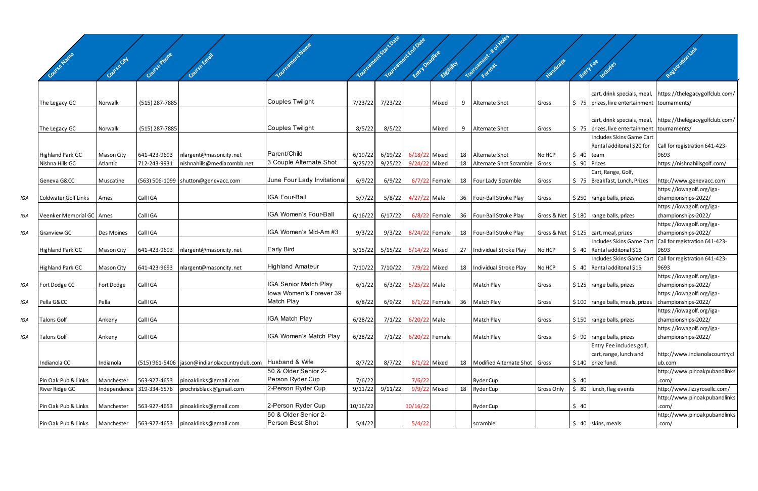| | Course Name | Course City | Course Phone | Course Email | Tournament Name | Tournament Start Date | Tournament End Date | Entry Deadline | Eligibility | Tournament - # of Holes | Format | Handicaps | Entry Fee | Includes | Registration Link |
|---|---|---|---|---|---|---|---|---|---|---|---|---|---|---|---|
| | The Legacy GC | Norwalk | (515) 287-7885 | | Couples Twilight | 7/23/22 | 7/23/22 | | Mixed | 9 | Alternate Shot | Gross | $ 75 | cart, drink specials, meal, prizes, live entertainment | https://thelegacygolfclub.com/tournaments/ |
| | The Legacy GC | Norwalk | (515) 287-7885 | | Couples Twilight | 8/5/22 | 8/5/22 | | Mixed | 9 | Alternate Shot | Gross | $ 75 | cart, drink specials, meal, prizes, live entertainment | https://thelegacygolfclub.com/tournaments/ |
| | Highland Park GC | Mason City | 641-423-9693 | nlargent@masoncity.net | Parent/Child | 6/19/22 | 6/19/22 | 6/18/22 | Mixed | 18 | Alternate Shot | No HCP | $ 40 | Includes Skins Game Cart Rental additonal $20 for team | Call for registration 641-423-9693 |
| | Nishna Hills GC | Atlantic | 712-243-9931 | nishnahills@mediacombb.net | 3 Couple Alternate Shot | 9/25/22 | 9/25/22 | 9/24/22 | Mixed | 18 | Alternate Shot Scramble | Gross | $ 90 | Prizes | https://nishnahillsgolf.com/ |
| | Geneva G&CC | Muscatine | (563) 506-1099 | shutton@genevacc.com | June Four Lady Invitational | 6/9/22 | 6/9/22 | 6/7/22 | Female | 18 | Four Lady Scramble | Gross | $ 75 | Cart, Range, Golf, Breakfast, Lunch, Prizes | http://www.genevacc.com |
| IGA | Coldwater Golf Links | Ames | Call IGA | | IGA Four-Ball | 5/7/22 | 5/8/22 | 4/27/22 | Male | 36 | Four-Ball Stroke Play | Gross | $ 250 | range balls, prizes | https://iowagolf.org/iga-championships-2022/ |
| IGA | Veenker Memorial GC | Ames | Call IGA | | IGA Women's Four-Ball | 6/16/22 | 6/17/22 | 6/8/22 | Female | 36 | Four-Ball Stroke Play | Gross & Net | $ 180 | range balls, prizes | https://iowagolf.org/iga-championships-2022/ |
| IGA | Granview GC | Des Moines | Call IGA | | IGA Women's Mid-Am #3 | 9/3/22 | 9/3/22 | 8/24/22 | Female | 18 | Four-Ball Stroke Play | Gross & Net | $ 125 | cart, meal, prizes | https://iowagolf.org/iga-championships-2022/ |
| | Highland Park GC | Mason City | 641-423-9693 | nlargent@masoncity.net | Early Bird | 5/15/22 | 5/15/22 | 5/14/22 | Mixed | 27 | Individual Stroke Play | No HCP | $ 40 | Includes Skins Game Cart Rental additonal $15 | Call for registration 641-423-9693 |
| | Highland Park GC | Mason City | 641-423-9693 | nlargent@masoncity.net | Highland Amateur | 7/10/22 | 7/10/22 | 7/9/22 | Mixed | 18 | Individual Stroke Play | No HCP | $ 40 | Includes Skins Game Cart Rental additonal $15 | Call for registration 641-423-9693 |
| IGA | Fort Dodge CC | Fort Dodge | Call IGA | | IGA Senior Match Play | 6/1/22 | 6/3/22 | 5/25/22 | Male | | Match Play | Gross | $ 125 | range balls, prizes | https://iowagolf.org/iga-championships-2022/ |
| IGA | Pella G&CC | Pella | Call IGA | | Iowa Women's Forever 39 Match Play | 6/8/22 | 6/9/22 | 6/1/22 | Female | 36 | Match Play | Gross | $ 100 | range balls, meals, prizes | https://iowagolf.org/iga-championships-2022/ |
| IGA | Talons Golf | Ankeny | Call IGA | | IGA Match Play | 6/28/22 | 7/1/22 | 6/20/22 | Male | | Match Play | Gross | $ 150 | range balls, prizes | https://iowagolf.org/iga-championships-2022/ |
| IGA | Talons Golf | Ankeny | Call IGA | | IGA Women's Match Play | 6/28/22 | 7/1/22 | 6/20/22 | Female | | Match Play | Gross | $ 90 | range balls, prizes | https://iowagolf.org/iga-championships-2022/ |
| | Indianola CC | Indianola | (515) 961-5406 | jason@indianolacountryclub.com | Husband & Wife | 8/7/22 | 8/7/22 | 8/1/22 | Mixed | 18 | Modified Alternate Shot | Gross | $ 140 | Entry Fee includes golf, cart, range, lunch and prize fund. | http://www.indianolacountryclub.com |
| | Pin Oak Pub & Links | Manchester | 563-927-4653 | pinoaklinks@gmail.com | 50 & Older Senior 2-Person Ryder Cup | 7/6/22 | | 7/6/22 | | | Ryder Cup | | $ 40 | | http://www.pinoakpubandlinks.com/ |
| | River Ridge GC | Independence | 319-334-6576 | prochrisblack@gmail.com | 2-Person Ryder Cup | 9/11/22 | 9/11/22 | 9/9/22 | Mixed | 18 | Ryder Cup | Gross Only | $ 80 | lunch, flag events | http://www.lizzyrosellc.com/ |
| | Pin Oak Pub & Links | Manchester | 563-927-4653 | pinoaklinks@gmail.com | 2-Person Ryder Cup | 10/16/22 | | 10/16/22 | | | Ryder Cup | | $ 40 | | http://www.pinoakpubandlinks.com/ |
| | Pin Oak Pub & Links | Manchester | 563-927-4653 | pinoaklinks@gmail.com | 50 & Older Senior 2-Person Best Shot | 5/4/22 | | 5/4/22 | | | scramble | | $ 40 | skins, meals | http://www.pinoakpubandlinks.com/ |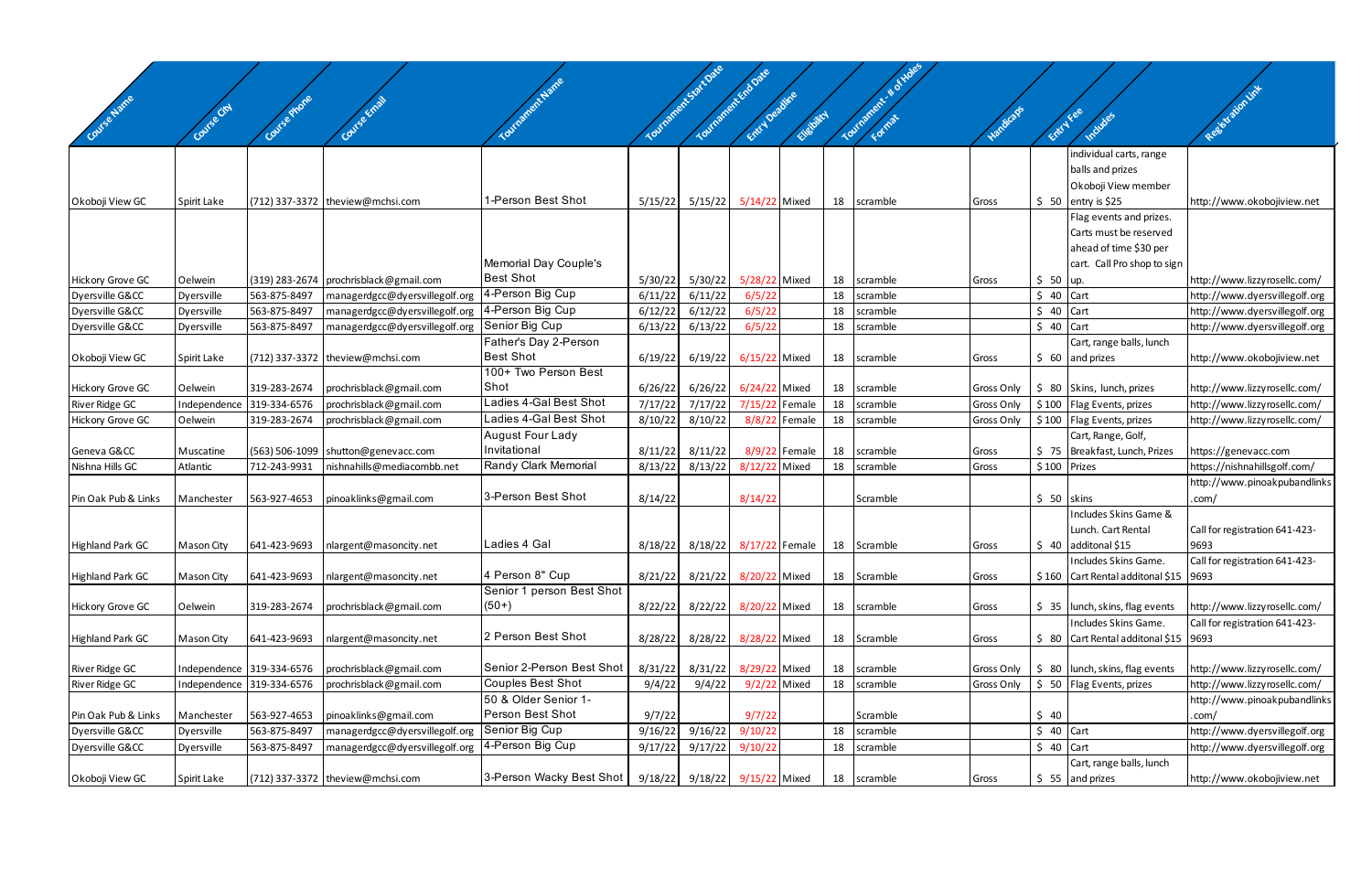| Course Name | Course City | Course Phone | Course Email | Tournament Name | Tournament Start Date | Tournament End Date | Entry Deadline | Eligibility | Tournament - # of Holes | Format | Handicaps | Entry Fee | Includes | Registration Link |
|---|---|---|---|---|---|---|---|---|---|---|---|---|---|---|
| Okoboji View GC | Spirit Lake | (712) 337-3372 | theview@mchsi.com | 1-Person Best Shot | 5/15/22 | 5/15/22 | 5/14/22 | Mixed | 18 | scramble | Gross | $ 50 | individual carts, range balls and prizes Okoboji View member entry is $25 | http://www.okobojiview.net |
| Hickory Grove GC | Oelwein | (319) 283-2674 | prochrisblack@gmail.com | Memorial Day Couple's Best Shot | 5/30/22 | 5/30/22 | 5/28/22 | Mixed | 18 | scramble | Gross | $ 50 | Flag events and prizes. Carts must be reserved ahead of time $30 per cart. Call Pro shop to sign up. | http://www.lizzyrosellc.com/ |
| Dyersville G&CC | Dyersville | 563-875-8497 | managerdgcc@dyersvillegolf.org | 4-Person Big Cup | 6/11/22 | 6/11/22 | 6/5/22 | | 18 | scramble | | $ 40 | Cart | http://www.dyersvillegolf.org |
| Dyersville G&CC | Dyersville | 563-875-8497 | managerdgcc@dyersvillegolf.org | 4-Person Big Cup | 6/12/22 | 6/12/22 | 6/5/22 | | 18 | scramble | | $ 40 | Cart | http://www.dyersvillegolf.org |
| Dyersville G&CC | Dyersville | 563-875-8497 | managerdgcc@dyersvillegolf.org | Senior Big Cup | 6/13/22 | 6/13/22 | 6/5/22 | | 18 | scramble | | $ 40 | Cart | http://www.dyersvillegolf.org |
| Okoboji View GC | Spirit Lake | (712) 337-3372 | theview@mchsi.com | Father's Day 2-Person Best Shot | 6/19/22 | 6/19/22 | 6/15/22 | Mixed | 18 | scramble | Gross | $ 60 | Cart, range balls, lunch and prizes | http://www.okobojiview.net |
| Hickory Grove GC | Oelwein | 319-283-2674 | prochrisblack@gmail.com | 100+ Two Person Best Shot | 6/26/22 | 6/26/22 | 6/24/22 | Mixed | 18 | scramble | Gross Only | $ 80 | Skins, lunch, prizes | http://www.lizzyrosellc.com/ |
| River Ridge GC | Independence | 319-334-6576 | prochrisblack@gmail.com | Ladies 4-Gal Best Shot | 7/17/22 | 7/17/22 | 7/15/22 | Female | 18 | scramble | Gross Only | $ 100 | Flag Events, prizes | http://www.lizzyrosellc.com/ |
| Hickory Grove GC | Oelwein | 319-283-2674 | prochrisblack@gmail.com | Ladies 4-Gal Best Shot | 8/10/22 | 8/10/22 | 8/8/22 | Female | 18 | scramble | Gross Only | $ 100 | Flag Events, prizes | http://www.lizzyrosellc.com/ |
| Geneva G&CC | Muscatine | (563) 506-1099 | shutton@genevacc.com | August Four Lady Invitational | 8/11/22 | 8/11/22 | 8/9/22 | Female | 18 | scramble | Gross | $ 75 | Cart, Range, Golf, Breakfast, Lunch, Prizes | https://genevacc.com |
| Nishna Hills GC | Atlantic | 712-243-9931 | nishnahills@mediacombb.net | Randy Clark Memorial | 8/13/22 | 8/13/22 | 8/12/22 | Mixed | 18 | scramble | Gross | $ 100 | Prizes | https://nishnahillsgolf.com/ |
| Pin Oak Pub & Links | Manchester | 563-927-4653 | pinoaklinks@gmail.com | 3-Person Best Shot | 8/14/22 | | 8/14/22 | | | Scramble | | $ 50 | skins | http://www.pinoakpubandlinks.com/ |
| Highland Park GC | Mason City | 641-423-9693 | nlargent@masoncity.net | Ladies 4 Gal | 8/18/22 | 8/18/22 | 8/17/22 | Female | 18 | Scramble | Gross | $ 40 | Includes Skins Game & Lunch. Cart Rental additonal $15 | Call for registration 641-423-9693 |
| Highland Park GC | Mason City | 641-423-9693 | nlargent@masoncity.net | 4 Person 8" Cup | 8/21/22 | 8/21/22 | 8/20/22 | Mixed | 18 | Scramble | Gross | $ 160 | Includes Skins Game. Cart Rental additonal $15 | Call for registration 641-423-9693 |
| Hickory Grove GC | Oelwein | 319-283-2674 | prochrisblack@gmail.com | Senior 1 person Best Shot (50+) | 8/22/22 | 8/22/22 | 8/20/22 | Mixed | 18 | scramble | Gross | $ 35 | lunch, skins, flag events | http://www.lizzyrosellc.com/ |
| Highland Park GC | Mason City | 641-423-9693 | nlargent@masoncity.net | 2 Person Best Shot | 8/28/22 | 8/28/22 | 8/28/22 | Mixed | 18 | Scramble | Gross | $ 80 | Includes Skins Game. Cart Rental additonal $15 | Call for registration 641-423-9693 |
| River Ridge GC | Independence | 319-334-6576 | prochrisblack@gmail.com | Senior 2-Person Best Shot | 8/31/22 | 8/31/22 | 8/29/22 | Mixed | 18 | scramble | Gross Only | $ 80 | lunch, skins, flag events | http://www.lizzyrosellc.com/ |
| River Ridge GC | Independence | 319-334-6576 | prochrisblack@gmail.com | Couples Best Shot | 9/4/22 | 9/4/22 | 9/2/22 | Mixed | 18 | scramble | Gross Only | $ 50 | Flag Events, prizes | http://www.lizzyrosellc.com/ |
| Pin Oak Pub & Links | Manchester | 563-927-4653 | pinoaklinks@gmail.com | 50 & Older Senior 1-Person Best Shot | 9/7/22 | | 9/7/22 | | | Scramble | | $ 40 | | http://www.pinoakpubandlinks.com/ |
| Dyersville G&CC | Dyersville | 563-875-8497 | managerdgcc@dyersvillegolf.org | Senior Big Cup | 9/16/22 | 9/16/22 | 9/10/22 | | 18 | scramble | | $ 40 | Cart | http://www.dyersvillegolf.org |
| Dyersville G&CC | Dyersville | 563-875-8497 | managerdgcc@dyersvillegolf.org | 4-Person Big Cup | 9/17/22 | 9/17/22 | 9/10/22 | | 18 | scramble | | $ 40 | Cart | http://www.dyersvillegolf.org |
| Okoboji View GC | Spirit Lake | (712) 337-3372 | theview@mchsi.com | 3-Person Wacky Best Shot | 9/18/22 | 9/18/22 | 9/15/22 | Mixed | 18 | scramble | Gross | $ 55 | Cart, range balls, lunch and prizes | http://www.okobojiview.net |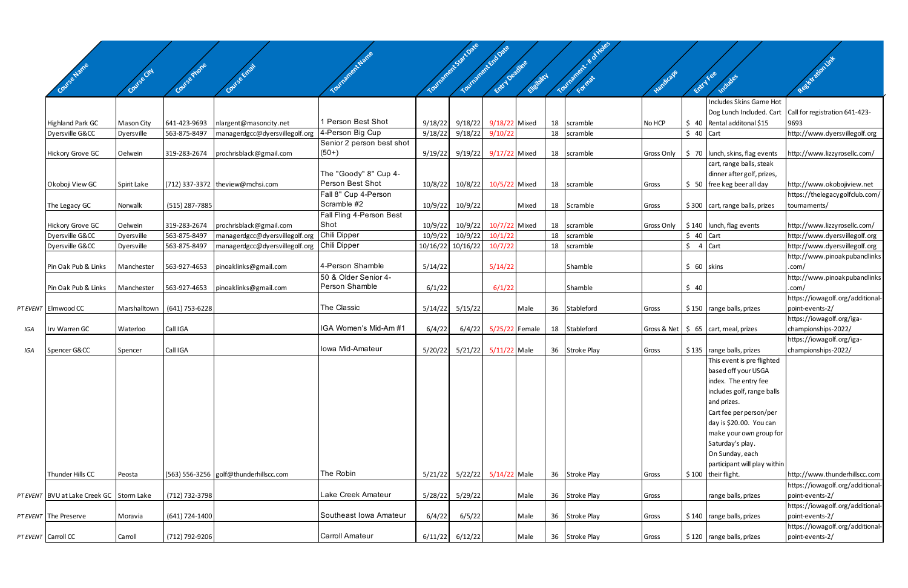| | Course Name | Course City | Course Phone | Course Email | Tournament Name | Tournament Start Date | Tournament End Date | Entry Deadline | Eligibility | Tournament - # of Holes | Format | Handicaps | Entry Fee | Includes | Registration Link |
|---|---|---|---|---|---|---|---|---|---|---|---|---|---|---|---|
| | Highland Park GC | Mason City | 641-423-9693 | nlargent@masoncity.net | 1 Person Best Shot | 9/18/22 | 9/18/22 | 9/18/22 | Mixed | 18 | scramble | No HCP | $ 40 | Includes Skins Game Hot Dog Lunch Included. Cart Rental additonal $15 | Call for registration 641-423-9693 |
| | Dyersville G&CC | Dyersville | 563-875-8497 | managergdcc@dyersvillegolf.org | 4-Person Big Cup | 9/18/22 | 9/18/22 | 9/10/22 | | 18 | scramble | | $ 40 | Cart | http://www.dyersvillegolf.org |
| | Hickory Grove GC | Oelwein | 319-283-2674 | prochrisblack@gmail.com | Senior 2 person best shot (50+) | 9/19/22 | 9/19/22 | 9/17/22 | Mixed | 18 | scramble | Gross Only | $ 70 | lunch, skins, flag events | http://www.lizzyrosellc.com/ |
| | Okoboji View GC | Spirit Lake | (712) 337-3372 | theview@mchsi.com | The "Goody" 8" Cup 4-Person Best Shot | 10/8/22 | 10/8/22 | 10/5/22 | Mixed | 18 | scramble | Gross | $ 50 | cart, range balls, steak dinner after golf, prizes, free keg beer all day | http://www.okobojiview.net |
| | The Legacy GC | Norwalk | (515) 287-7885 | | Fall 8" Cup 4-Person Scramble #2 | 10/9/22 | 10/9/22 | | Mixed | 18 | Scramble | Gross | $ 300 | cart, range balls, prizes | https://thelegacygolfclub.com/tournaments/ |
| | Hickory Grove GC | Oelwein | 319-283-2674 | prochrisblack@gmail.com | Fall Fling 4-Person Best Shot | 10/9/22 | 10/9/22 | 10/7/22 | Mixed | 18 | scramble | Gross Only | $ 140 | lunch, flag events | http://www.lizzyrosellc.com/ |
| | Dyersville G&CC | Dyersville | 563-875-8497 | managergdcc@dyersvillegolf.org | Chili Dipper | 10/9/22 | 10/9/22 | 10/1/22 | | 18 | scramble | | $ 40 | Cart | http://www.dyersvillegolf.org |
| | Dyersville G&CC | Dyersville | 563-875-8497 | managergdcc@dyersvillegolf.org | Chili Dipper | 10/16/22 | 10/16/22 | 10/7/22 | | 18 | scramble | | $ 4 | Cart | http://www.dyersvillegolf.org |
| | Pin Oak Pub & Links | Manchester | 563-927-4653 | pinoaklinks@gmail.com | 4-Person Shamble | 5/14/22 | | 5/14/22 | | | Shamble | | $ 60 | skins | http://www.pinoakpubandlinks.com/ |
| | Pin Oak Pub & Links | Manchester | 563-927-4653 | pinoaklinks@gmail.com | 50 & Older Senior 4-Person Shamble | 6/1/22 | | 6/1/22 | | | Shamble | | $ 40 | | http://www.pinoakpubandlinks.com/ |
| PT EVENT | Elmwood CC | Marshalltown | (641) 753-6228 | | The Classic | 5/14/22 | 5/15/22 | | Male | 36 | Stableford | Gross | $ 150 | range balls, prizes | https://iowagolf.org/additional-point-events-2/ |
| IGA | Irv Warren GC | Waterloo | Call IGA | | IGA Women's Mid-Am #1 | 6/4/22 | 6/4/22 | 5/25/22 | Female | 18 | Stableford | Gross & Net | $ 65 | cart, meal, prizes | https://iowagolf.org/iga-championships-2022/ |
| IGA | Spencer G&CC | Spencer | Call IGA | | Iowa Mid-Amateur | 5/20/22 | 5/21/22 | 5/11/22 | Male | 36 | Stroke Play | Gross | $ 135 | range balls, prizes | https://iowagolf.org/iga-championships-2022/ |
| | Thunder Hills CC | Peosta | (563) 556-3256 | golf@thunderhillscc.com | The Robin | 5/21/22 | 5/22/22 | 5/14/22 | Male | 36 | Stroke Play | Gross | $ 100 | This event is pre flighted based off your USGA index. The entry fee includes golf, range balls and prizes. Cart fee per person/per day is $20.00. You can make your own group for Saturday's play. On Sunday, each participant will play within their flight. | http://www.thunderhillscc.com |
| PT EVENT | BVU at Lake Creek GC | Storm Lake | (712) 732-3798 | | Lake Creek Amateur | 5/28/22 | 5/29/22 | | Male | 36 | Stroke Play | Gross | | range balls, prizes | https://iowagolf.org/additional-point-events-2/ |
| PT EVENT | The Preserve | Moravia | (641) 724-1400 | | Southeast Iowa Amateur | 6/4/22 | 6/5/22 | | Male | 36 | Stroke Play | Gross | $ 140 | range balls, prizes | https://iowagolf.org/additional-point-events-2/ |
| PT EVENT | Carroll CC | Carroll | (712) 792-9206 | | Carroll Amateur | 6/11/22 | 6/12/22 | | Male | 36 | Stroke Play | Gross | $ 120 | range balls, prizes | https://iowagolf.org/additional-point-events-2/ |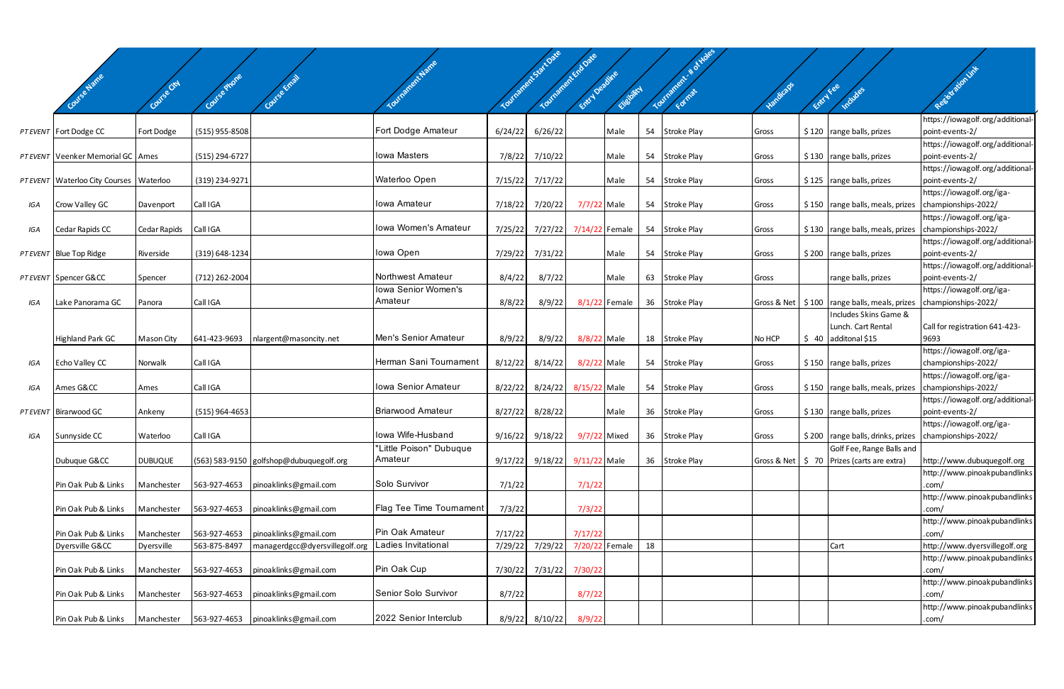| | Course Name | Course City | Course Phone | Course Email | Tournament Name | Tournament Start Date | Tournament End Date | Entry Deadline | Eligibility | Tournament - # of Holes | Format | Handicaps | Entry Fee | Includes | Registration Link |
|---|---|---|---|---|---|---|---|---|---|---|---|---|---|---|---|
| PT EVENT | Fort Dodge CC | Fort Dodge | (515) 955-8508 | | Fort Dodge Amateur | 6/24/22 | 6/26/22 | | Male | 54 | Stroke Play | Gross | $ 120 | range balls, prizes | https://iowagolf.org/additional-point-events-2/ |
| PT EVENT | Veenker Memorial GC | Ames | (515) 294-6727 | | Iowa Masters | 7/8/22 | 7/10/22 | | Male | 54 | Stroke Play | Gross | $ 130 | range balls, prizes | https://iowagolf.org/additional-point-events-2/ |
| PT EVENT | Waterloo City Courses | Waterloo | (319) 234-9271 | | Waterloo Open | 7/15/22 | 7/17/22 | | Male | 54 | Stroke Play | Gross | $ 125 | range balls, prizes | https://iowagolf.org/additional-point-events-2/ |
| IGA | Crow Valley GC | Davenport | Call IGA | | Iowa Amateur | 7/18/22 | 7/20/22 | 7/7/22 | Male | 54 | Stroke Play | Gross | $ 150 | range balls, meals, prizes | https://iowagolf.org/iga-championships-2022/ |
| IGA | Cedar Rapids CC | Cedar Rapids | Call IGA | | Iowa Women's Amateur | 7/25/22 | 7/27/22 | 7/14/22 | Female | 54 | Stroke Play | Gross | $ 130 | range balls, meals, prizes | https://iowagolf.org/iga-championships-2022/ |
| PT EVENT | Blue Top Ridge | Riverside | (319) 648-1234 | | Iowa Open | 7/29/22 | 7/31/22 | | Male | 54 | Stroke Play | Gross | $ 200 | range balls, prizes | https://iowagolf.org/additional-point-events-2/ |
| PT EVENT | Spencer G&CC | Spencer | (712) 262-2004 | | Northwest Amateur | 8/4/22 | 8/7/22 | | Male | 63 | Stroke Play | Gross | | range balls, prizes | https://iowagolf.org/additional-point-events-2/ |
| IGA | Lake Panorama GC | Panora | Call IGA | | Iowa Senior Women's Amateur | 8/8/22 | 8/9/22 | 8/1/22 | Female | 36 | Stroke Play | Gross & Net | $ 100 | range balls, meals, prizes | https://iowagolf.org/iga-championships-2022/ |
| | Highland Park GC | Mason City | 641-423-9693 | nlargent@masoncity.net | Men's Senior Amateur | 8/9/22 | 8/9/22 | 8/8/22 | Male | 18 | Stroke Play | No HCP | $ 40 | Includes Skins Game & Lunch. Cart Rental additonal $15 | Call for registration 641-423-9693 |
| IGA | Echo Valley CC | Norwalk | Call IGA | | Herman Sani Tournament | 8/12/22 | 8/14/22 | 8/2/22 | Male | 54 | Stroke Play | Gross | $ 150 | range balls, prizes | https://iowagolf.org/iga-championships-2022/ |
| IGA | Ames G&CC | Ames | Call IGA | | Iowa Senior Amateur | 8/22/22 | 8/24/22 | 8/15/22 | Male | 54 | Stroke Play | Gross | $ 150 | range balls, meals, prizes | https://iowagolf.org/iga-championships-2022/ |
| PT EVENT | Birarwood GC | Ankeny | (515) 964-4653 | | Briarwood Amateur | 8/27/22 | 8/28/22 | | Male | 36 | Stroke Play | Gross | $ 130 | range balls, prizes | https://iowagolf.org/additional-point-events-2/ |
| IGA | Sunnyside CC | Waterloo | Call IGA | | Iowa Wife-Husband | 9/16/22 | 9/18/22 | 9/7/22 | Mixed | 36 | Stroke Play | Gross | $ 200 | range balls, drinks, prizes | https://iowagolf.org/iga-championships-2022/ |
| | Dubuque G&CC | DUBUQUE | (563) 583-9150 | golfshop@dubuquegolf.org | "Little Poison" Dubuque Amateur | 9/17/22 | 9/18/22 | 9/11/22 | Male | 36 | Stroke Play | Gross & Net | $ 70 | Golf Fee, Range Balls and Prizes (carts are extra) | http://www.dubuquegolf.org |
| | Pin Oak Pub & Links | Manchester | 563-927-4653 | pinoaklinks@gmail.com | Solo Survivor | 7/1/22 | | 7/1/22 | | | | | | | http://www.pinoakpubandlinks.com/ |
| | Pin Oak Pub & Links | Manchester | 563-927-4653 | pinoaklinks@gmail.com | Flag Tee Time Tournament | 7/3/22 | | 7/3/22 | | | | | | | http://www.pinoakpubandlinks.com/ |
| | Pin Oak Pub & Links | Manchester | 563-927-4653 | pinoaklinks@gmail.com | Pin Oak Amateur | 7/17/22 | | 7/17/22 | | | | | | | http://www.pinoakpubandlinks.com/ |
| | Dyersville G&CC | Dyersville | 563-875-8497 | managerdgcc@dyersvillegolf.org | Ladies Invitational | 7/29/22 | 7/29/22 | 7/20/22 | Female | 18 | | | | Cart | http://www.dyersvillegolf.org |
| | Pin Oak Pub & Links | Manchester | 563-927-4653 | pinoaklinks@gmail.com | Pin Oak Cup | 7/30/22 | 7/31/22 | 7/30/22 | | | | | | | http://www.pinoakpubandlinks.com/ |
| | Pin Oak Pub & Links | Manchester | 563-927-4653 | pinoaklinks@gmail.com | Senior Solo Survivor | 8/7/22 | | 8/7/22 | | | | | | | http://www.pinoakpubandlinks.com/ |
| | Pin Oak Pub & Links | Manchester | 563-927-4653 | pinoaklinks@gmail.com | 2022 Senior Interclub | 8/9/22 | 8/10/22 | 8/9/22 | | | | | | | http://www.pinoakpubandlinks.com/ |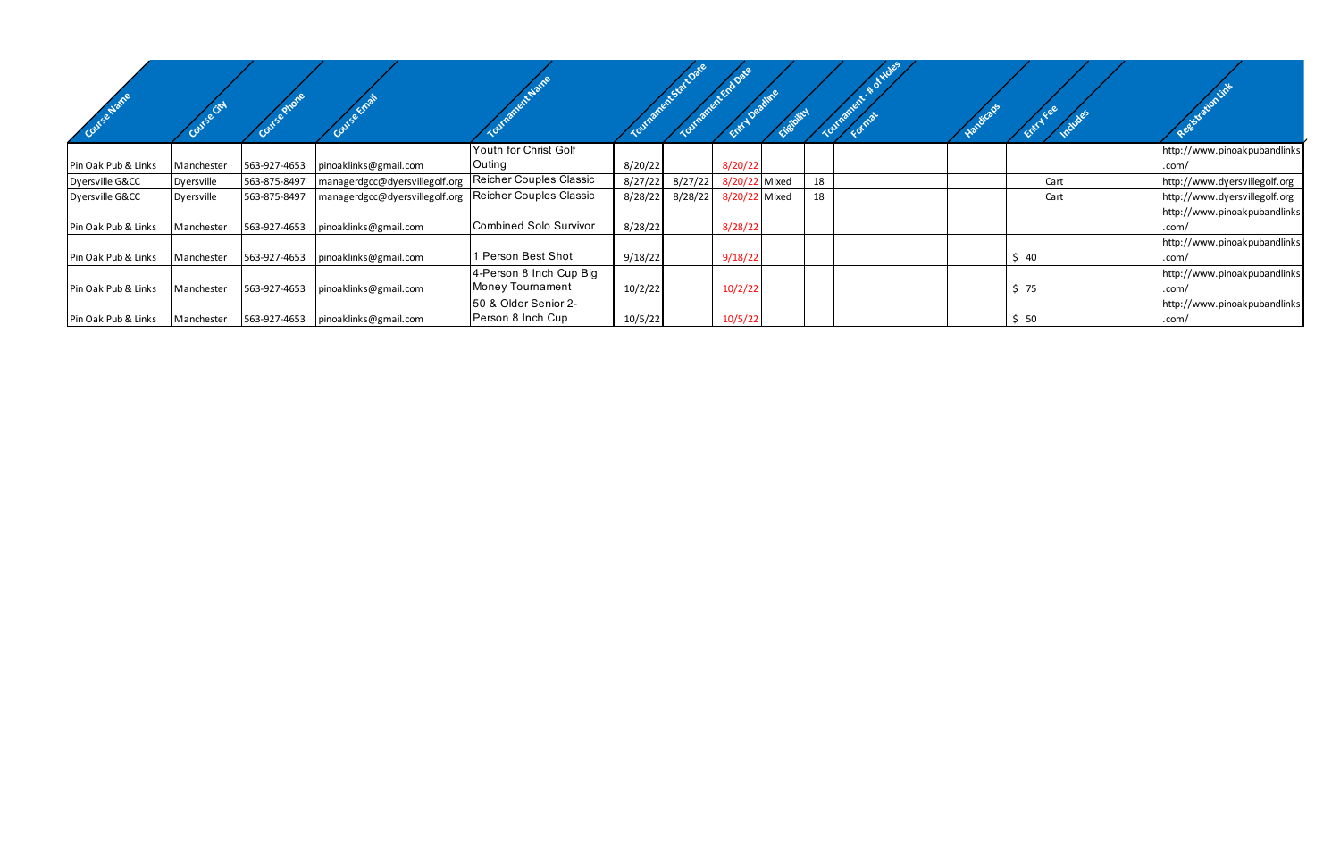| Course Name | Course City | Course Phone | Course Email | Tournament Name | Tournament Start Date | Tournament End Date | Entry Deadline | Eligibility | Tournament - # of Holes | Format | Handicaps | Entry Fee | Includes | Registration Link |
|---|---|---|---|---|---|---|---|---|---|---|---|---|---|---|
| Pin Oak Pub & Links | Manchester | 563-927-4653 | pinoaklinks@gmail.com | Youth for Christ Golf Outing | 8/20/22 | | 8/20/22 | | | | | | | http://www.pinoakpubandlinks.com/ |
| Dyersville G&CC | Dyersville | 563-875-8497 | managerdgcc@dyersvillegolf.org | Reicher Couples Classic | 8/27/22 | 8/27/22 | 8/20/22 | Mixed | 18 | | | | Cart | http://www.dyersvillegolf.org |
| Dyersville G&CC | Dyersville | 563-875-8497 | managerdgcc@dyersvillegolf.org | Reicher Couples Classic | 8/28/22 | 8/28/22 | 8/20/22 | Mixed | 18 | | | | Cart | http://www.dyersvillegolf.org |
| Pin Oak Pub & Links | Manchester | 563-927-4653 | pinoaklinks@gmail.com | Combined Solo Survivor | 8/28/22 | | 8/28/22 | | | | | | | http://www.pinoakpubandlinks.com/ |
| Pin Oak Pub & Links | Manchester | 563-927-4653 | pinoaklinks@gmail.com | 1 Person Best Shot | 9/18/22 | | 9/18/22 | | | | | $ 40 | | http://www.pinoakpubandlinks.com/ |
| Pin Oak Pub & Links | Manchester | 563-927-4653 | pinoaklinks@gmail.com | 4-Person 8 Inch Cup Big Money Tournament | 10/2/22 | | 10/2/22 | | | | | $ 75 | | http://www.pinoakpubandlinks.com/ |
| Pin Oak Pub & Links | Manchester | 563-927-4653 | pinoaklinks@gmail.com | 50 & Older Senior 2-Person 8 Inch Cup | 10/5/22 | | 10/5/22 | | | | | $ 50 | | http://www.pinoakpubandlinks.com/ |